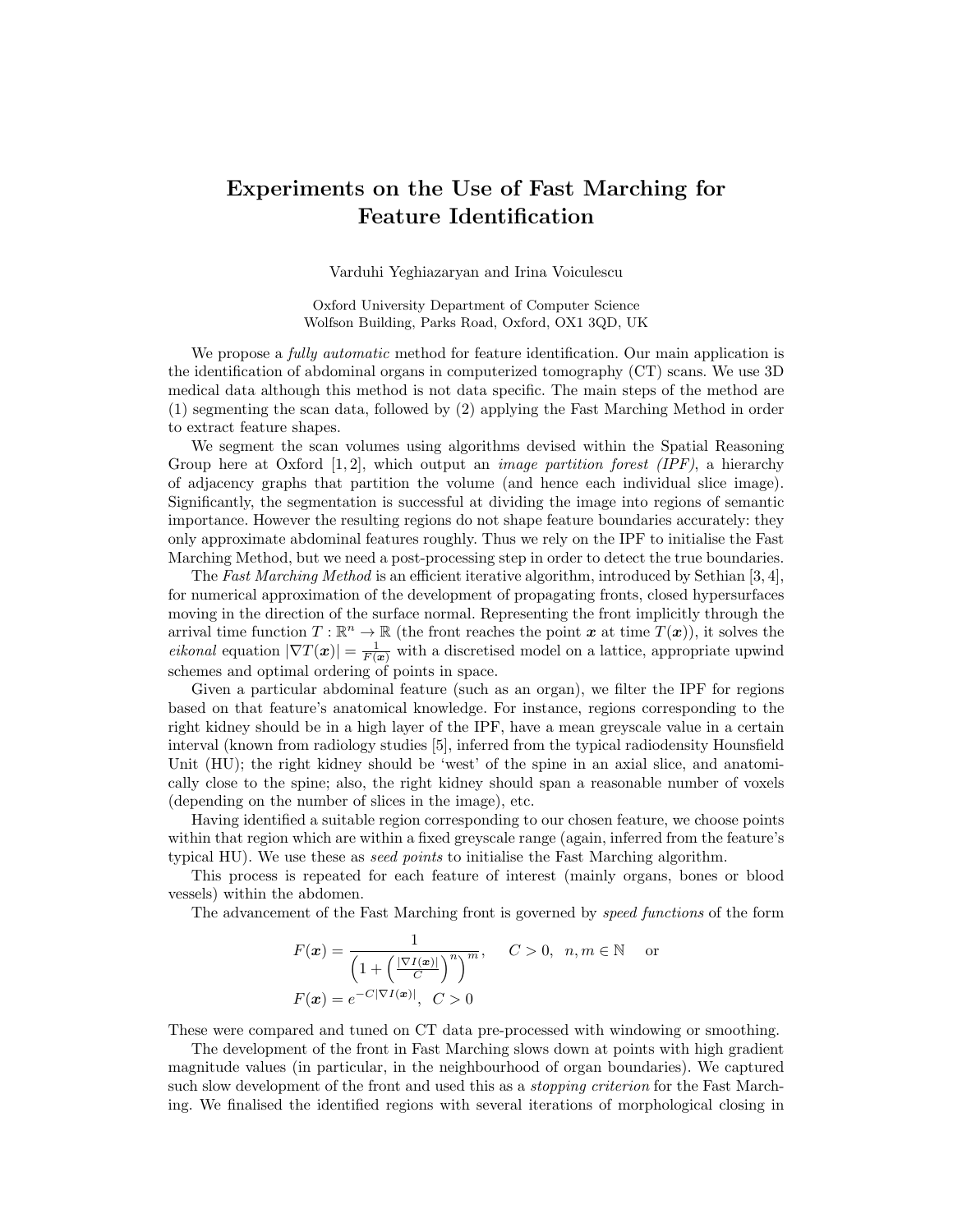# Experiments on the Use of Fast Marching for Feature Identification

Varduhi Yeghiazaryan and Irina Voiculescu

Oxford University Department of Computer Science
Wolfson Building, Parks Road, Oxford, OX1 3QD, UK

We propose a *fully automatic* method for feature identification. Our main application is the identification of abdominal organs in computerized tomography (CT) scans. We use 3D medical data although this method is not data specific. The main steps of the method are (1) segmenting the scan data, followed by (2) applying the Fast Marching Method in order to extract feature shapes.

We segment the scan volumes using algorithms devised within the Spatial Reasoning Group here at Oxford [1, 2], which output an *image partition forest (IPF)*, a hierarchy of adjacency graphs that partition the volume (and hence each individual slice image). Significantly, the segmentation is successful at dividing the image into regions of semantic importance. However the resulting regions do not shape feature boundaries accurately: they only approximate abdominal features roughly. Thus we rely on the IPF to initialise the Fast Marching Method, but we need a post-processing step in order to detect the true boundaries.

The *Fast Marching Method* is an efficient iterative algorithm, introduced by Sethian [3, 4], for numerical approximation of the development of propagating fronts, closed hypersurfaces moving in the direction of the surface normal. Representing the front implicitly through the arrival time function $T : \mathbb{R}^n \to \mathbb{R}$ (the front reaches the point $\boldsymbol{x}$ at time $T(\boldsymbol{x})$), it solves the *eikonal* equation $|\nabla T(\boldsymbol{x})| = \frac{1}{F(\boldsymbol{x})}$ with a discretised model on a lattice, appropriate upwind schemes and optimal ordering of points in space.

Given a particular abdominal feature (such as an organ), we filter the IPF for regions based on that feature's anatomical knowledge. For instance, regions corresponding to the right kidney should be in a high layer of the IPF, have a mean greyscale value in a certain interval (known from radiology studies [5], inferred from the typical radiodensity Hounsfield Unit (HU); the right kidney should be 'west' of the spine in an axial slice, and anatomically close to the spine; also, the right kidney should span a reasonable number of voxels (depending on the number of slices in the image), etc.

Having identified a suitable region corresponding to our chosen feature, we choose points within that region which are within a fixed greyscale range (again, inferred from the feature's typical HU). We use these as *seed points* to initialise the Fast Marching algorithm.

This process is repeated for each feature of interest (mainly organs, bones or blood vessels) within the abdomen.

The advancement of the Fast Marching front is governed by *speed functions* of the form

$$F(\boldsymbol{x}) = \frac{1}{\left(1 + \left(\frac{|\nabla I(\boldsymbol{x})|}{C}\right)^n\right)^m}, \quad C > 0, \ \ n, m \in \mathbb{N} \quad \text{or}$$

$$F(\boldsymbol{x}) = e^{-C|\nabla I(\boldsymbol{x})|}, \ \ C > 0$$

These were compared and tuned on CT data pre-processed with windowing or smoothing.

The development of the front in Fast Marching slows down at points with high gradient magnitude values (in particular, in the neighbourhood of organ boundaries). We captured such slow development of the front and used this as a *stopping criterion* for the Fast Marching. We finalised the identified regions with several iterations of morphological closing in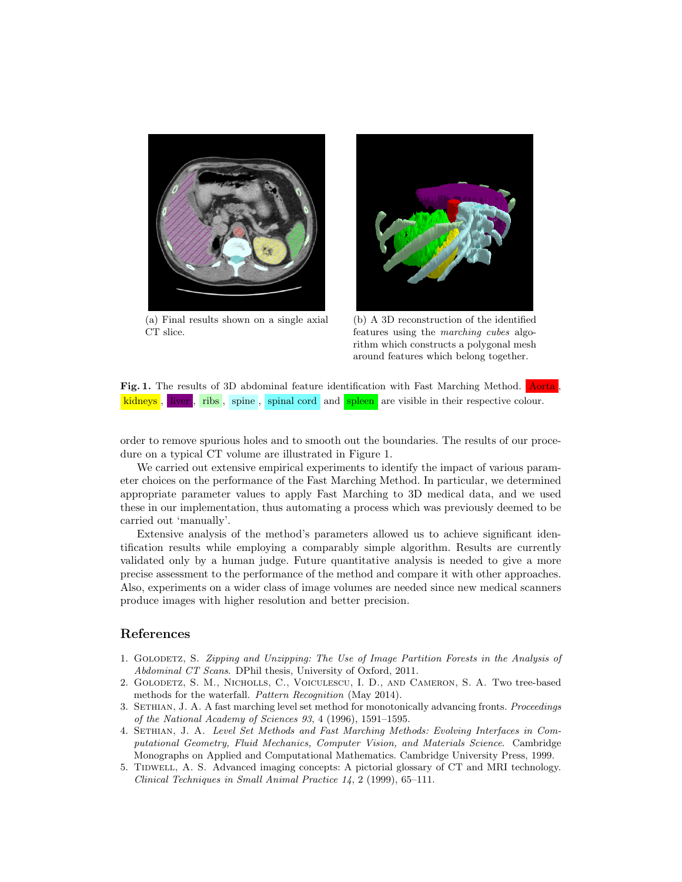(a) Final results shown on a single axial CT slice.

(b) A 3D reconstruction of the identified features using the *marching cubes* algorithm which constructs a polygonal mesh around features which belong together.

**Fig. 1.** The results of 3D abdominal feature identification with Fast Marching Method. Aorta, kidneys, liver, ribs, spine, spinal cord and spleen are visible in their respective colour.

order to remove spurious holes and to smooth out the boundaries. The results of our procedure on a typical CT volume are illustrated in Figure 1.

We carried out extensive empirical experiments to identify the impact of various parameter choices on the performance of the Fast Marching Method. In particular, we determined appropriate parameter values to apply Fast Marching to 3D medical data, and we used these in our implementation, thus automating a process which was previously deemed to be carried out 'manually'.

Extensive analysis of the method's parameters allowed us to achieve significant identification results while employing a comparably simple algorithm. Results are currently validated only by a human judge. Future quantitative analysis is needed to give a more precise assessment to the performance of the method and compare it with other approaches. Also, experiments on a wider class of image volumes are needed since new medical scanners produce images with higher resolution and better precision.

## References

1. Golodetz, S. *Zipping and Unzipping: The Use of Image Partition Forests in the Analysis of Abdominal CT Scans*. DPhil thesis, University of Oxford, 2011.
2. Golodetz, S. M., Nicholls, C., Voiculescu, I. D., and Cameron, S. A. Two tree-based methods for the waterfall. *Pattern Recognition* (May 2014).
3. Sethian, J. A. A fast marching level set method for monotonically advancing fronts. *Proceedings of the National Academy of Sciences 93*, 4 (1996), 1591–1595.
4. Sethian, J. A. *Level Set Methods and Fast Marching Methods: Evolving Interfaces in Computational Geometry, Fluid Mechanics, Computer Vision, and Materials Science*. Cambridge Monographs on Applied and Computational Mathematics. Cambridge University Press, 1999.
5. Tidwell, A. S. Advanced imaging concepts: A pictorial glossary of CT and MRI technology. *Clinical Techniques in Small Animal Practice 14*, 2 (1999), 65–111.